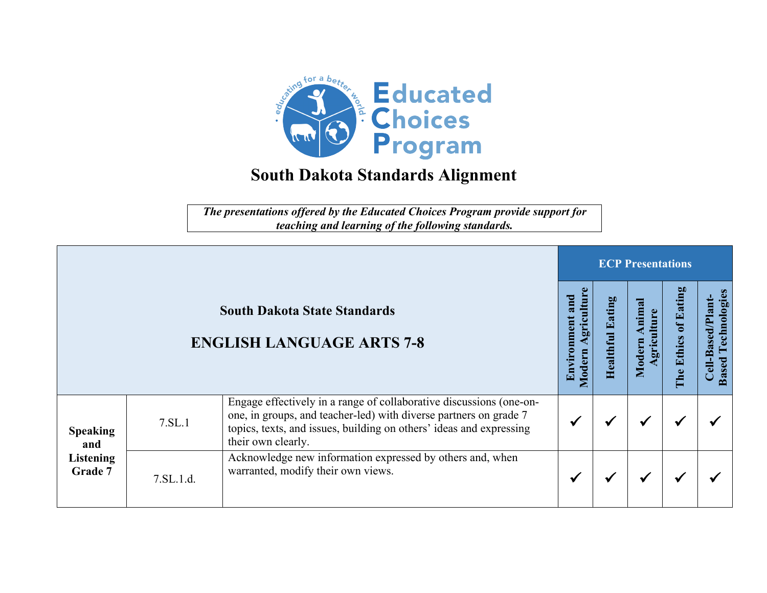Educated Choices Program

educating for a better world

# South Dakota Standards Alignment

***The presentations offered by the Educated Choices Program provide support for teaching and learning of the following standards.***

| South Dakota State Standards<br>ENGLISH LANGUAGE ARTS 7-8 | | | ECP Presentations | | | | |
|---|---|---|---|---|---|---|---|
| | | | Environment and Modern Agriculture | Healthful Eating | Modern Animal Agriculture | The Ethics of Eating | Cell-Based/Plant-Based Technologies |
| **Speaking and Listening Grade 7** | 7.SL.1 | Engage effectively in a range of collaborative discussions (one-on-one, in groups, and teacher-led) with diverse partners on grade 7 topics, texts, and issues, building on others' ideas and expressing their own clearly. | ✔ | ✔ | ✔ | ✔ | ✔ |
| | 7.SL.1.d. | Acknowledge new information expressed by others and, when warranted, modify their own views. | ✔ | ✔ | ✔ | ✔ | ✔ |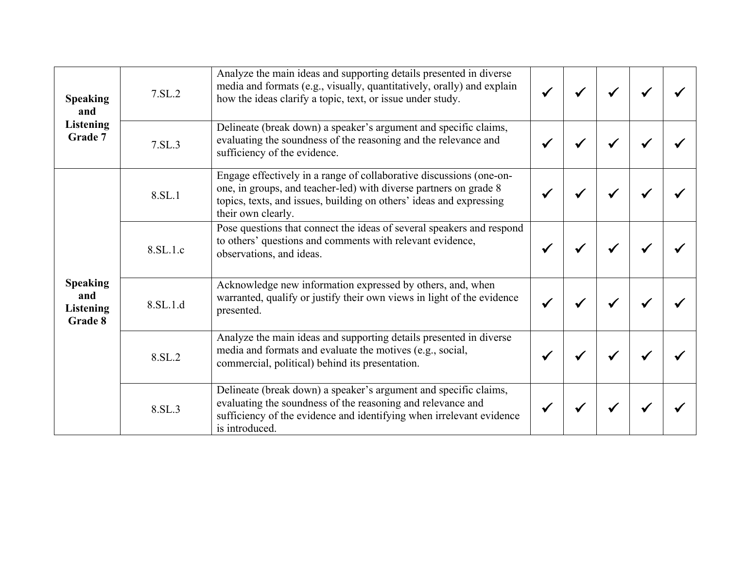| | | | | | | | |
|---|---|---|---|---|---|---|---|
| **Speaking and Listening Grade 7** | 7.SL.2 | Analyze the main ideas and supporting details presented in diverse media and formats (e.g., visually, quantitatively, orally) and explain how the ideas clarify a topic, text, or issue under study. | ✓ | ✓ | ✓ | ✓ | ✓ |
| | 7.SL.3 | Delineate (break down) a speaker's argument and specific claims, evaluating the soundness of the reasoning and the relevance and sufficiency of the evidence. | ✓ | ✓ | ✓ | ✓ | ✓ |
| **Speaking and Listening Grade 8** | 8.SL.1 | Engage effectively in a range of collaborative discussions (one-on-one, in groups, and teacher-led) with diverse partners on grade 8 topics, texts, and issues, building on others' ideas and expressing their own clearly. | ✓ | ✓ | ✓ | ✓ | ✓ |
| | 8.SL.1.c | Pose questions that connect the ideas of several speakers and respond to others' questions and comments with relevant evidence, observations, and ideas. | ✓ | ✓ | ✓ | ✓ | ✓ |
| | 8.SL.1.d | Acknowledge new information expressed by others, and, when warranted, qualify or justify their own views in light of the evidence presented. | ✓ | ✓ | ✓ | ✓ | ✓ |
| | 8.SL.2 | Analyze the main ideas and supporting details presented in diverse media and formats and evaluate the motives (e.g., social, commercial, political) behind its presentation. | ✓ | ✓ | ✓ | ✓ | ✓ |
| | 8.SL.3 | Delineate (break down) a speaker's argument and specific claims, evaluating the soundness of the reasoning and relevance and sufficiency of the evidence and identifying when irrelevant evidence is introduced. | ✓ | ✓ | ✓ | ✓ | ✓ |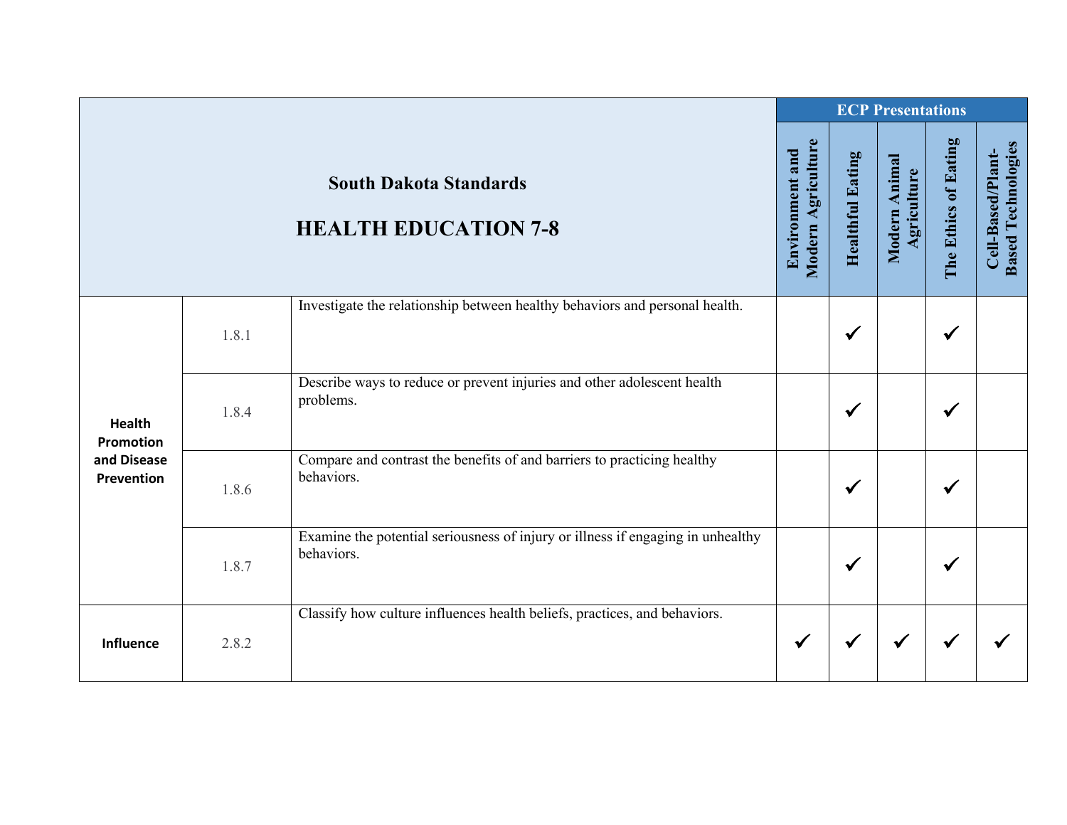| South Dakota Standards<br><br>**HEALTH EDUCATION 7-8** | | | ECP Presentations | | | | |
|---|---|---|---|---|---|---|---|
| | | | Environment and Modern Agriculture | Healthful Eating | Modern Animal Agriculture | The Ethics of Eating | Cell-Based/Plant-Based Technologies |
| **Health Promotion and Disease Prevention** | 1.8.1 | Investigate the relationship between healthy behaviors and personal health. | | ✔ | | ✔ | |
| | 1.8.4 | Describe ways to reduce or prevent injuries and other adolescent health problems. | | ✔ | | ✔ | |
| | 1.8.6 | Compare and contrast the benefits of and barriers to practicing healthy behaviors. | | ✔ | | ✔ | |
| | 1.8.7 | Examine the potential seriousness of injury or illness if engaging in unhealthy behaviors. | | ✔ | | ✔ | |
| **Influence** | 2.8.2 | Classify how culture influences health beliefs, practices, and behaviors. | ✔ | ✔ | ✔ | ✔ | ✔ |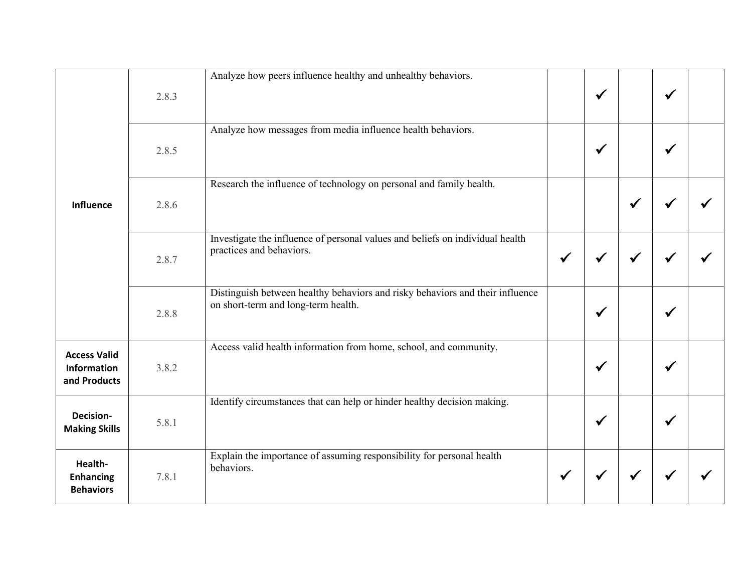| | | | | | | | |
|---|---|---|---|---|---|---|---|
| **Influence** | 2.8.3 | Analyze how peers influence healthy and unhealthy behaviors. | | ✓ | | ✓ | |
| | 2.8.5 | Analyze how messages from media influence health behaviors. | | ✓ | | ✓ | |
| | 2.8.6 | Research the influence of technology on personal and family health. | | | ✓ | ✓ | ✓ |
| | 2.8.7 | Investigate the influence of personal values and beliefs on individual health practices and behaviors. | ✓ | ✓ | ✓ | ✓ | ✓ |
| | 2.8.8 | Distinguish between healthy behaviors and risky behaviors and their influence on short-term and long-term health. | | ✓ | | ✓ | |
| **Access Valid Information and Products** | 3.8.2 | Access valid health information from home, school, and community. | | ✓ | | ✓ | |
| **Decision-Making Skills** | 5.8.1 | Identify circumstances that can help or hinder healthy decision making. | | ✓ | | ✓ | |
| **Health-Enhancing Behaviors** | 7.8.1 | Explain the importance of assuming responsibility for personal health behaviors. | ✓ | ✓ | ✓ | ✓ | ✓ |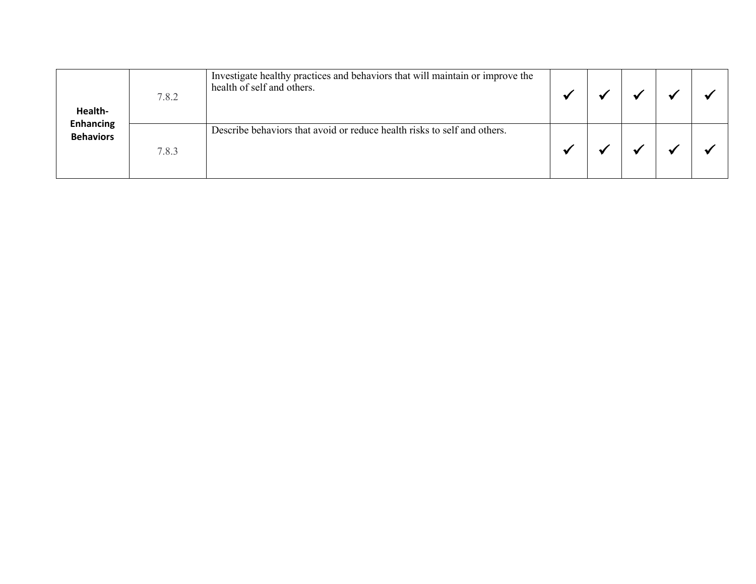| | | | | | | | |
|---|---|---|---|---|---|---|---|
| **Health-Enhancing Behaviors** | 7.8.2 | Investigate healthy practices and behaviors that will maintain or improve the health of self and others. | ✓ | ✓ | ✓ | ✓ | ✓ |
| | 7.8.3 | Describe behaviors that avoid or reduce health risks to self and others. | ✓ | ✓ | ✓ | ✓ | ✓ |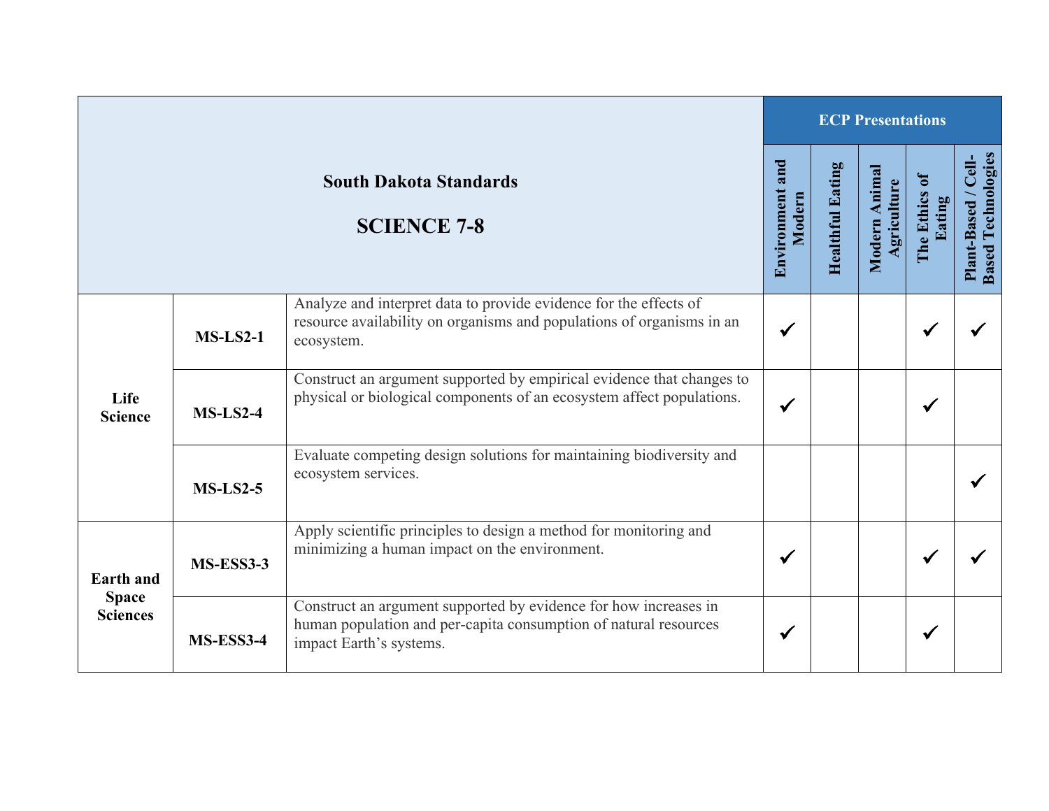| South Dakota Standards<br><br>**SCIENCE 7-8** | | | ECP Presentations | | | | |
|---|---|---|---|---|---|---|---|
| | | | Environment and Modern | Healthful Eating | Modern Animal Agriculture | The Ethics of Eating | Plant-Based / Cell-Based Technologies |
| **Life Science** | **MS-LS2-1** | Analyze and interpret data to provide evidence for the effects of resource availability on organisms and populations of organisms in an ecosystem. | ✓ | | | ✓ | ✓ |
| | **MS-LS2-4** | Construct an argument supported by empirical evidence that changes to physical or biological components of an ecosystem affect populations. | ✓ | | | ✓ | |
| | **MS-LS2-5** | Evaluate competing design solutions for maintaining biodiversity and ecosystem services. | | | | | ✓ |
| **Earth and Space Sciences** | **MS-ESS3-3** | Apply scientific principles to design a method for monitoring and minimizing a human impact on the environment. | ✓ | | | ✓ | ✓ |
| | **MS-ESS3-4** | Construct an argument supported by evidence for how increases in human population and per-capita consumption of natural resources impact Earth's systems. | ✓ | | | ✓ | |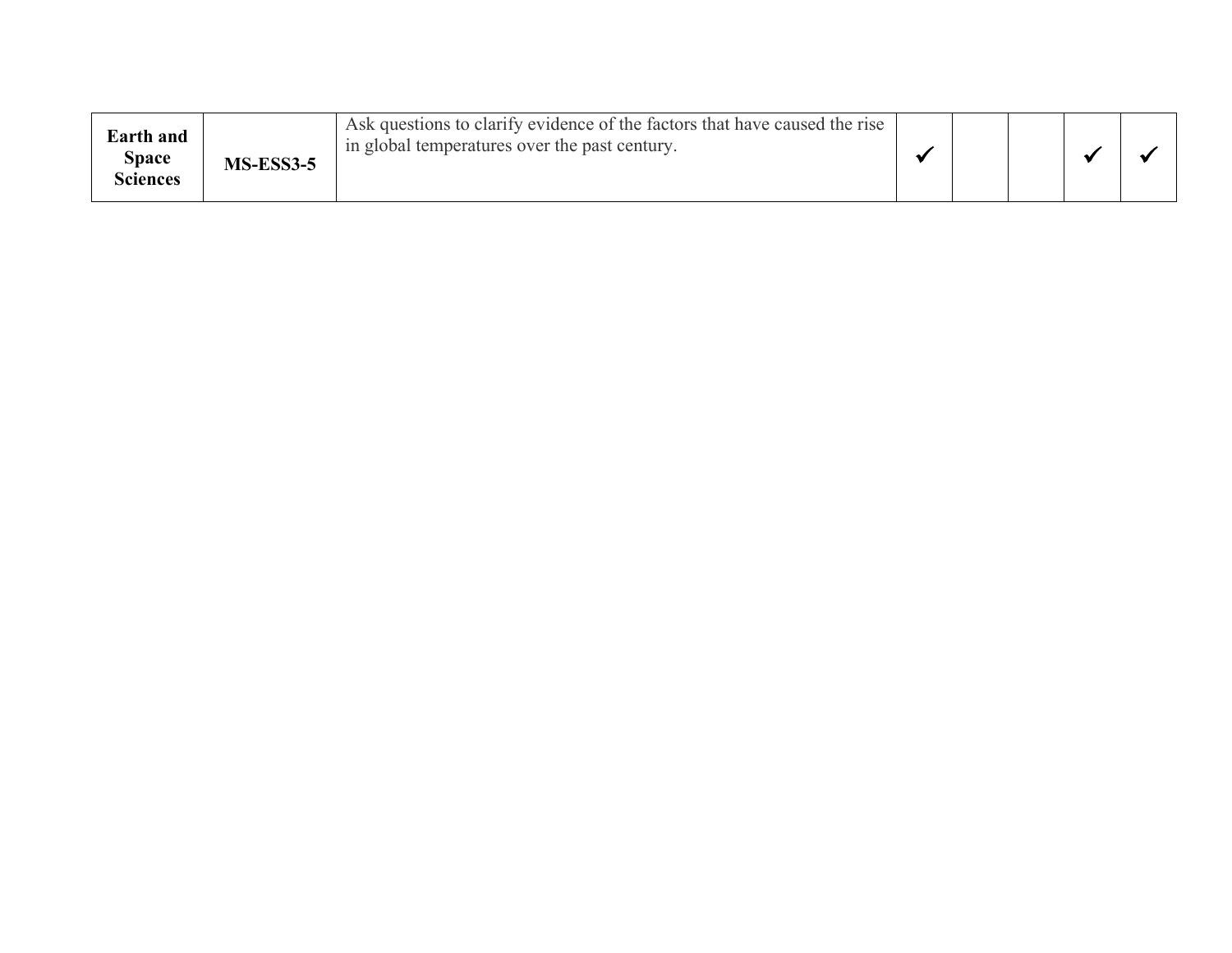| | | | | | | | |
|---|---|---|---|---|---|---|---|
| **Earth and Space Sciences** | **MS-ESS3-5** | Ask questions to clarify evidence of the factors that have caused the rise in global temperatures over the past century. | ✓ | | | ✓ | ✓ |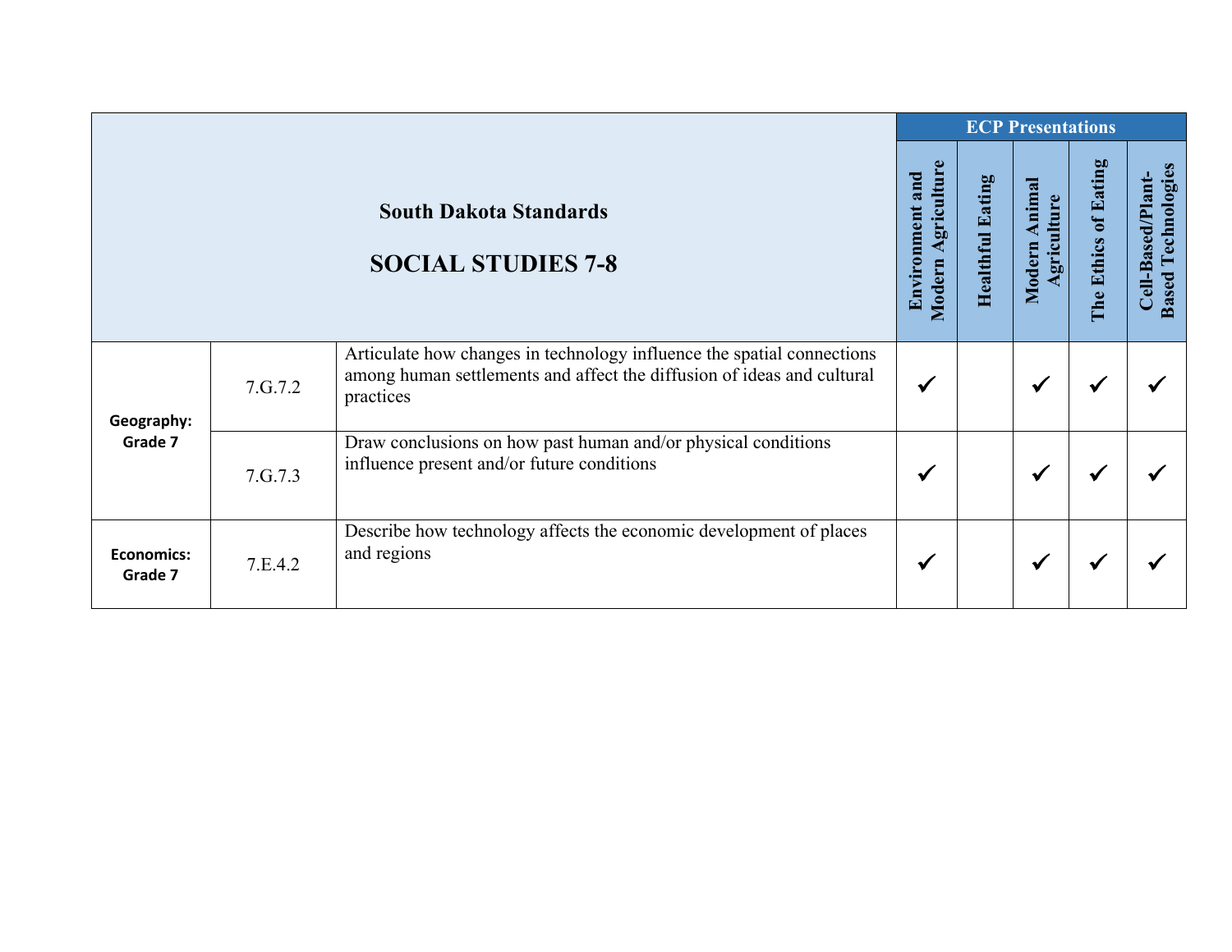| South Dakota Standards<br><br>SOCIAL STUDIES 7-8 | | | ECP Presentations | | | | |
|---|---|---|---|---|---|---|---|
| | | | Environment and Modern Agriculture | Healthful Eating | Modern Animal Agriculture | The Ethics of Eating | Cell-Based/Plant-Based Technologies |
| **Geography: Grade 7** | 7.G.7.2 | Articulate how changes in technology influence the spatial connections among human settlements and affect the diffusion of ideas and cultural practices | ✔ | | ✔ | ✔ | ✔ |
| | 7.G.7.3 | Draw conclusions on how past human and/or physical conditions influence present and/or future conditions | ✔ | | ✔ | ✔ | ✔ |
| **Economics: Grade 7** | 7.E.4.2 | Describe how technology affects the economic development of places and regions | ✔ | | ✔ | ✔ | ✔ |